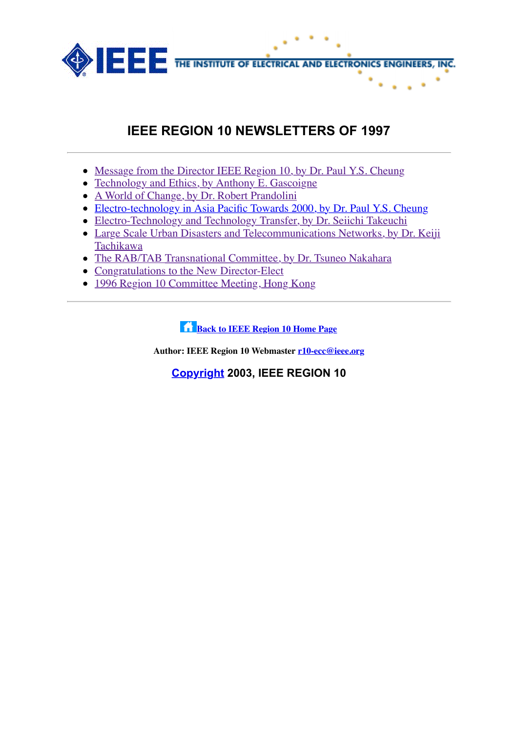THE INSTITUTE OF ELECTRICAL AND ELECTRONICS ENGINEERS, INC.

# IEEE REGION 10 NEWSLETTERS OF 1997

---

- Message from the Director IEEE Region 10, by Dr. Paul Y.S. Cheung
- Technology and Ethics, by Anthony E. Gascoigne
- A World of Change, by Dr. Robert Prandolini
- Electro-technology in Asia Pacific Towards 2000, by Dr. Paul Y.S. Cheung
- Electro-Technology and Technology Transfer, by Dr. Seiichi Takeuchi
- Large Scale Urban Disasters and Telecommunications Networks, by Dr. Keiji Tachikawa
- The RAB/TAB Transnational Committee, by Dr. Tsuneo Nakahara
- Congratulations to the New Director-Elect
- 1996 Region 10 Committee Meeting, Hong Kong

---

**Back to IEEE Region 10 Home Page**

**Author: IEEE Region 10 Webmaster r10-ecc@ieee.org**

**Copyright 2003, IEEE REGION 10**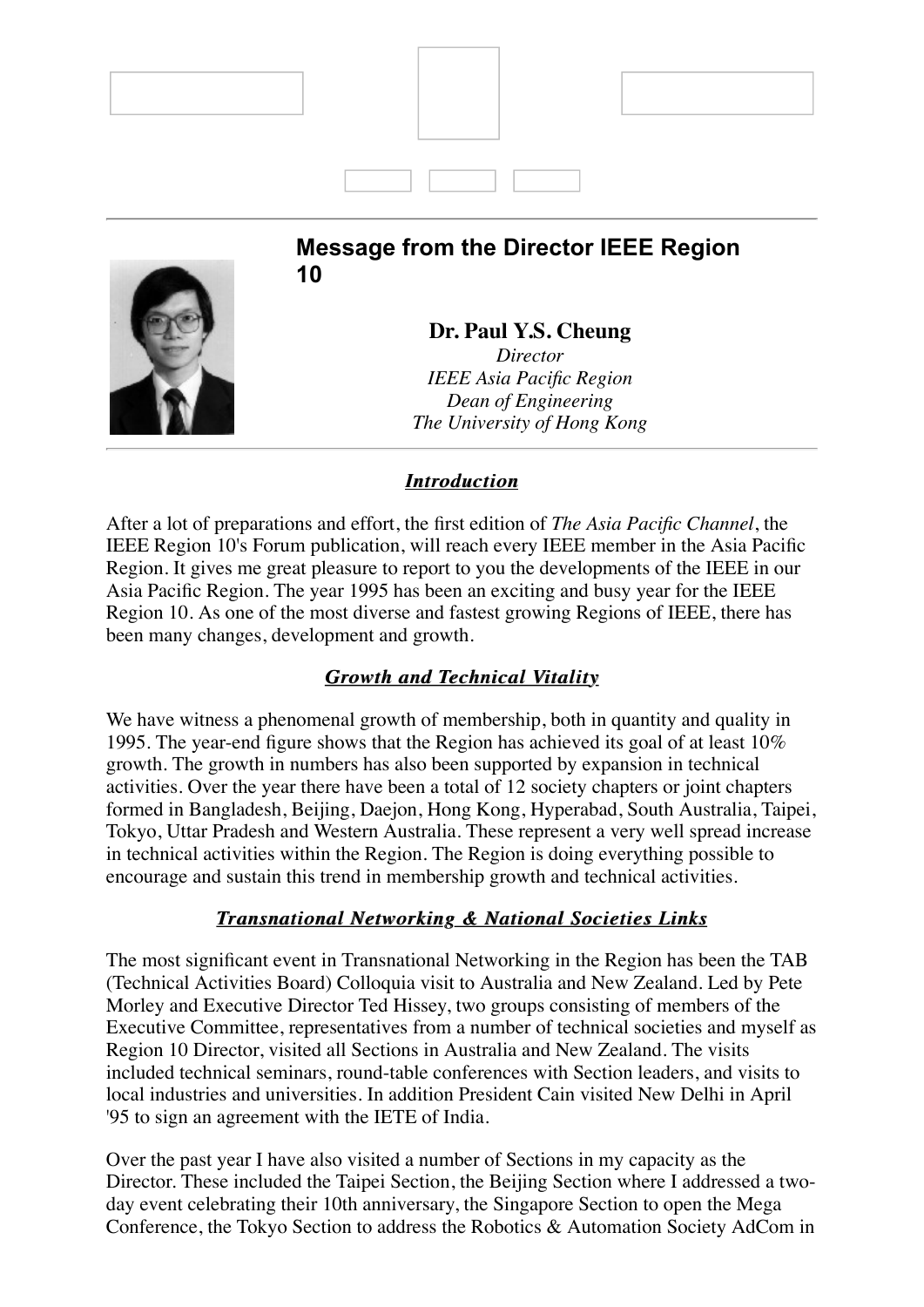## Message from the Director IEEE Region 10

**Dr. Paul Y.S. Cheung**
*Director*
*IEEE Asia Pacific Region*
*Dean of Engineering*
*The University of Hong Kong*

### ***Introduction***

After a lot of preparations and effort, the first edition of *The Asia Pacific Channel*, the IEEE Region 10's Forum publication, will reach every IEEE member in the Asia Pacific Region. It gives me great pleasure to report to you the developments of the IEEE in our Asia Pacific Region. The year 1995 has been an exciting and busy year for the IEEE Region 10. As one of the most diverse and fastest growing Regions of IEEE, there has been many changes, development and growth.

### ***Growth and Technical Vitality***

We have witness a phenomenal growth of membership, both in quantity and quality in 1995. The year-end figure shows that the Region has achieved its goal of at least 10% growth. The growth in numbers has also been supported by expansion in technical activities. Over the year there have been a total of 12 society chapters or joint chapters formed in Bangladesh, Beijing, Daejon, Hong Kong, Hyperabad, South Australia, Taipei, Tokyo, Uttar Pradesh and Western Australia. These represent a very well spread increase in technical activities within the Region. The Region is doing everything possible to encourage and sustain this trend in membership growth and technical activities.

### ***Transnational Networking & National Societies Links***

The most significant event in Transnational Networking in the Region has been the TAB (Technical Activities Board) Colloquia visit to Australia and New Zealand. Led by Pete Morley and Executive Director Ted Hissey, two groups consisting of members of the Executive Committee, representatives from a number of technical societies and myself as Region 10 Director, visited all Sections in Australia and New Zealand. The visits included technical seminars, round-table conferences with Section leaders, and visits to local industries and universities. In addition President Cain visited New Delhi in April '95 to sign an agreement with the IETE of India.

Over the past year I have also visited a number of Sections in my capacity as the Director. These included the Taipei Section, the Beijing Section where I addressed a two-day event celebrating their 10th anniversary, the Singapore Section to open the Mega Conference, the Tokyo Section to address the Robotics & Automation Society AdCom in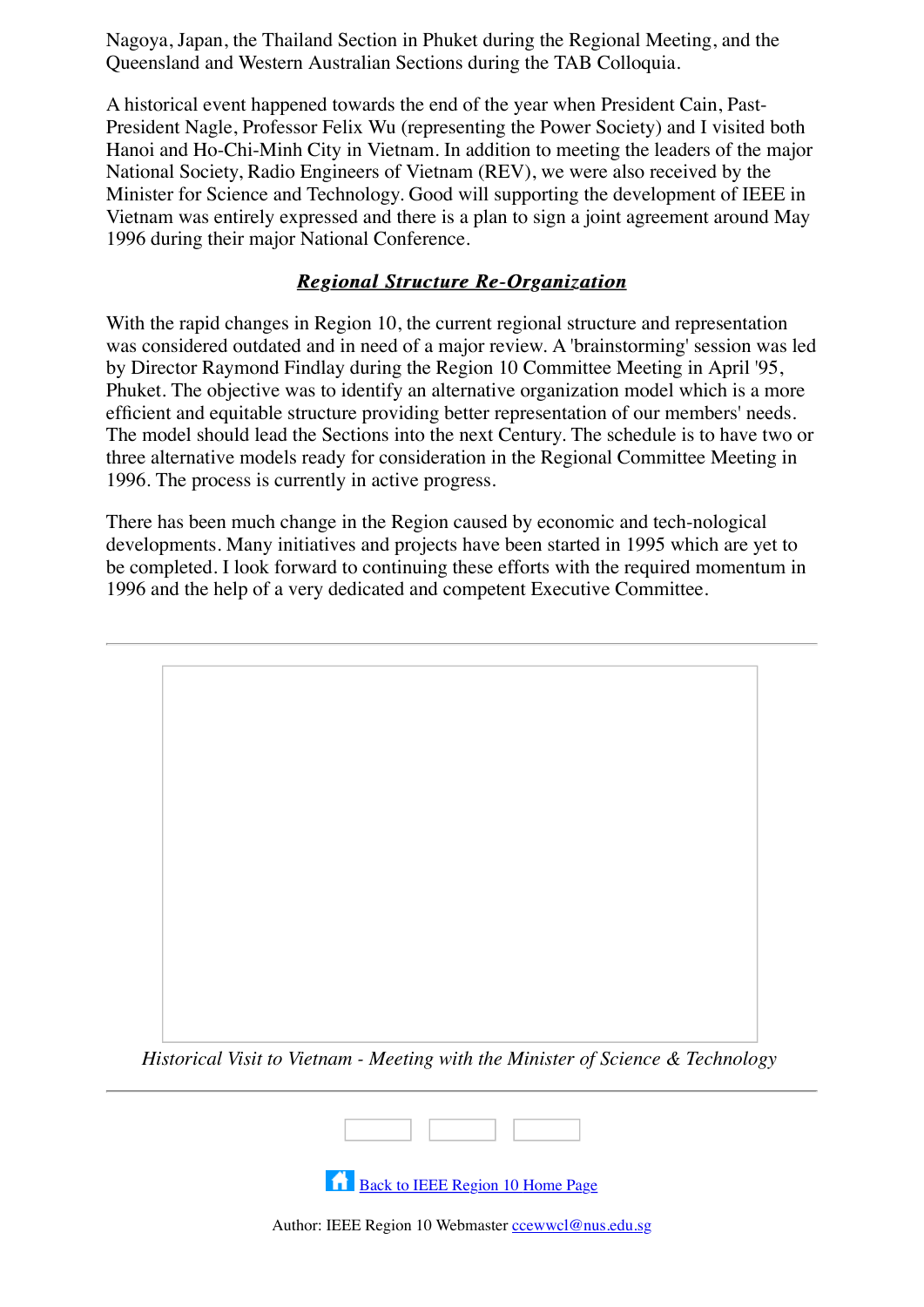Nagoya, Japan, the Thailand Section in Phuket during the Regional Meeting, and the Queensland and Western Australian Sections during the TAB Colloquia.

A historical event happened towards the end of the year when President Cain, Past-President Nagle, Professor Felix Wu (representing the Power Society) and I visited both Hanoi and Ho-Chi-Minh City in Vietnam. In addition to meeting the leaders of the major National Society, Radio Engineers of Vietnam (REV), we were also received by the Minister for Science and Technology. Good will supporting the development of IEEE in Vietnam was entirely expressed and there is a plan to sign a joint agreement around May 1996 during their major National Conference.

## ***Regional Structure Re-Organization***

With the rapid changes in Region 10, the current regional structure and representation was considered outdated and in need of a major review. A 'brainstorming' session was led by Director Raymond Findlay during the Region 10 Committee Meeting in April '95, Phuket. The objective was to identify an alternative organization model which is a more efficient and equitable structure providing better representation of our members' needs. The model should lead the Sections into the next Century. The schedule is to have two or three alternative models ready for consideration in the Regional Committee Meeting in 1996. The process is currently in active progress.

There has been much change in the Region caused by economic and tech-nological developments. Many initiatives and projects have been started in 1995 which are yet to be completed. I look forward to continuing these efforts with the required momentum in 1996 and the help of a very dedicated and competent Executive Committee.

---

*Historical Visit to Vietnam - Meeting with the Minister of Science & Technology*

---

[Back to IEEE Region 10 Home Page]

Author: IEEE Region 10 Webmaster ccewwcl@nus.edu.sg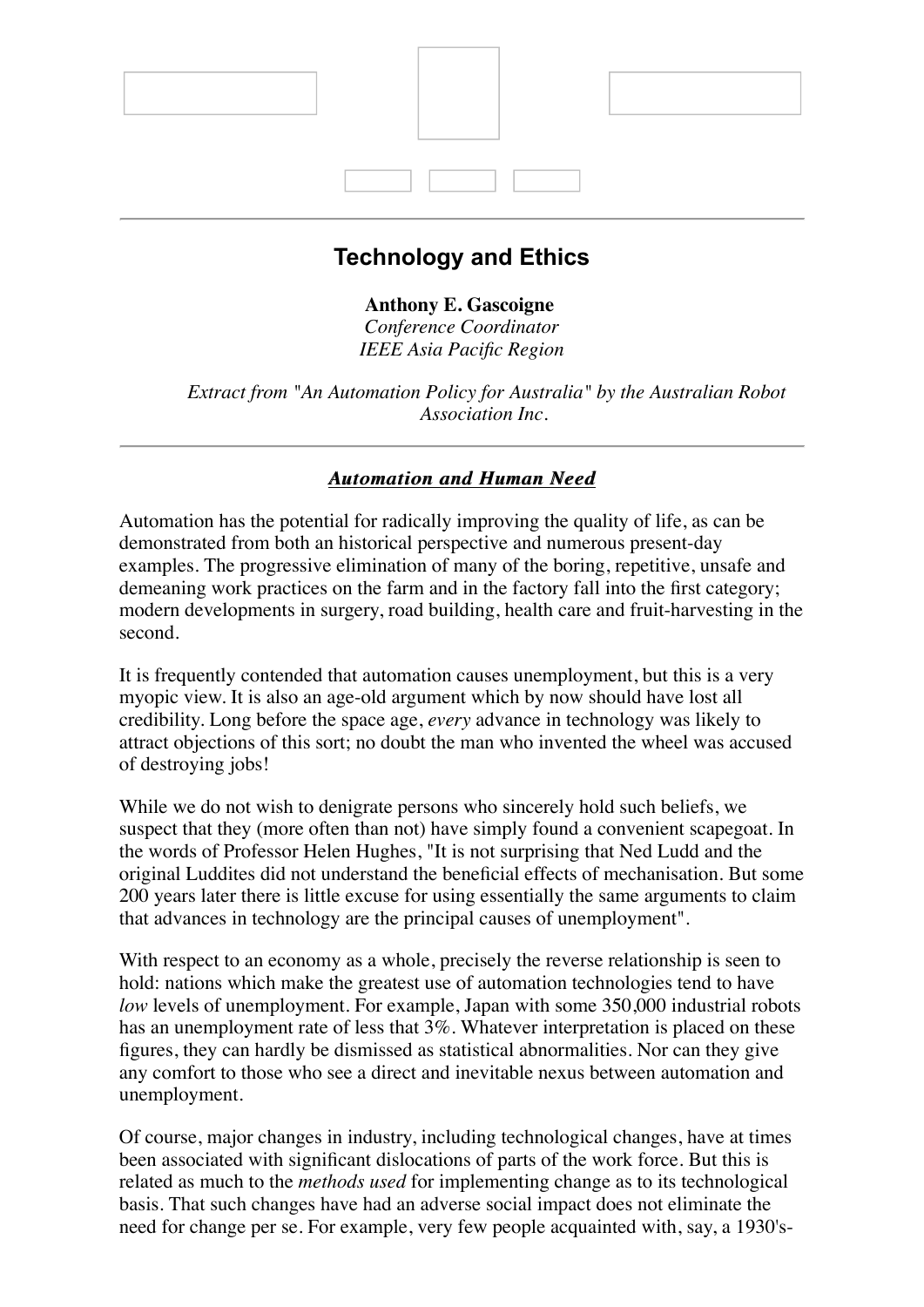# Technology and Ethics

**Anthony E. Gascoigne**
*Conference Coordinator*
*IEEE Asia Pacific Region*

*Extract from "An Automation Policy for Australia" by the Australian Robot Association Inc.*

---

### ***Automation and Human Need***

Automation has the potential for radically improving the quality of life, as can be demonstrated from both an historical perspective and numerous present-day examples. The progressive elimination of many of the boring, repetitive, unsafe and demeaning work practices on the farm and in the factory fall into the first category; modern developments in surgery, road building, health care and fruit-harvesting in the second.

It is frequently contended that automation causes unemployment, but this is a very myopic view. It is also an age-old argument which by now should have lost all credibility. Long before the space age, *every* advance in technology was likely to attract objections of this sort; no doubt the man who invented the wheel was accused of destroying jobs!

While we do not wish to denigrate persons who sincerely hold such beliefs, we suspect that they (more often than not) have simply found a convenient scapegoat. In the words of Professor Helen Hughes, "It is not surprising that Ned Ludd and the original Luddites did not understand the beneficial effects of mechanisation. But some 200 years later there is little excuse for using essentially the same arguments to claim that advances in technology are the principal causes of unemployment".

With respect to an economy as a whole, precisely the reverse relationship is seen to hold: nations which make the greatest use of automation technologies tend to have *low* levels of unemployment. For example, Japan with some 350,000 industrial robots has an unemployment rate of less that 3%. Whatever interpretation is placed on these figures, they can hardly be dismissed as statistical abnormalities. Nor can they give any comfort to those who see a direct and inevitable nexus between automation and unemployment.

Of course, major changes in industry, including technological changes, have at times been associated with significant dislocations of parts of the work force. But this is related as much to the *methods used* for implementing change as to its technological basis. That such changes have had an adverse social impact does not eliminate the need for change per se. For example, very few people acquainted with, say, a 1930's-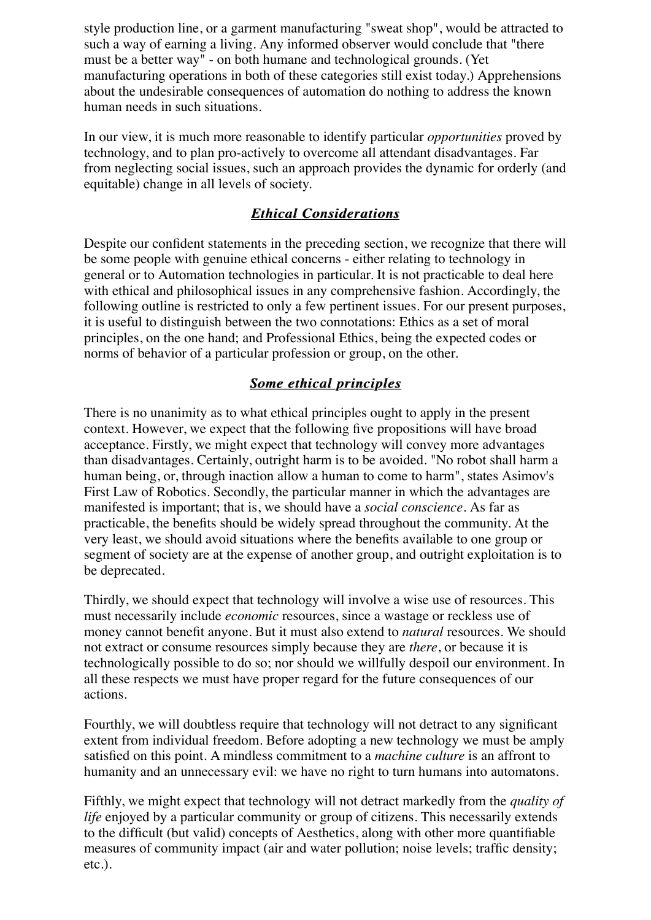style production line, or a garment manufacturing "sweat shop", would be attracted to such a way of earning a living. Any informed observer would conclude that "there must be a better way" - on both humane and technological grounds. (Yet manufacturing operations in both of these categories still exist today.) Apprehensions about the undesirable consequences of automation do nothing to address the known human needs in such situations.

In our view, it is much more reasonable to identify particular *opportunities* proved by technology, and to plan pro-actively to overcome all attendant disadvantages. Far from neglecting social issues, such an approach provides the dynamic for orderly (and equitable) change in all levels of society.

### ***Ethical Considerations***

Despite our confident statements in the preceding section, we recognize that there will be some people with genuine ethical concerns - either relating to technology in general or to Automation technologies in particular. It is not practicable to deal here with ethical and philosophical issues in any comprehensive fashion. Accordingly, the following outline is restricted to only a few pertinent issues. For our present purposes, it is useful to distinguish between the two connotations: Ethics as a set of moral principles, on the one hand; and Professional Ethics, being the expected codes or norms of behavior of a particular profession or group, on the other.

### ***Some ethical principles***

There is no unanimity as to what ethical principles ought to apply in the present context. However, we expect that the following five propositions will have broad acceptance. Firstly, we might expect that technology will convey more advantages than disadvantages. Certainly, outright harm is to be avoided. "No robot shall harm a human being, or, through inaction allow a human to come to harm", states Asimov's First Law of Robotics. Secondly, the particular manner in which the advantages are manifested is important; that is, we should have a *social conscience*. As far as practicable, the benefits should be widely spread throughout the community. At the very least, we should avoid situations where the benefits available to one group or segment of society are at the expense of another group, and outright exploitation is to be deprecated.

Thirdly, we should expect that technology will involve a wise use of resources. This must necessarily include *economic* resources, since a wastage or reckless use of money cannot benefit anyone. But it must also extend to *natural* resources. We should not extract or consume resources simply because they are *there*, or because it is technologically possible to do so; nor should we willfully despoil our environment. In all these respects we must have proper regard for the future consequences of our actions.

Fourthly, we will doubtless require that technology will not detract to any significant extent from individual freedom. Before adopting a new technology we must be amply satisfied on this point. A mindless commitment to a *machine culture* is an affront to humanity and an unnecessary evil: we have no right to turn humans into automatons.

Fifthly, we might expect that technology will not detract markedly from the *quality of life* enjoyed by a particular community or group of citizens. This necessarily extends to the difficult (but valid) concepts of Aesthetics, along with other more quantifiable measures of community impact (air and water pollution; noise levels; traffic density; etc.).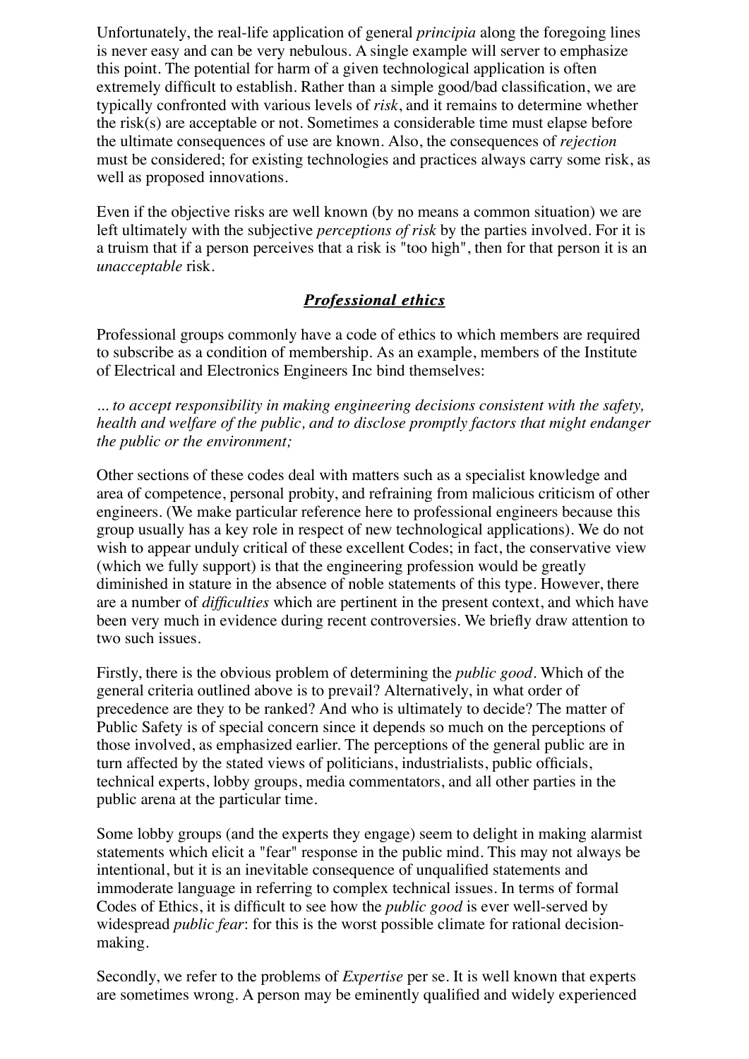Unfortunately, the real-life application of general *principia* along the foregoing lines is never easy and can be very nebulous. A single example will server to emphasize this point. The potential for harm of a given technological application is often extremely difficult to establish. Rather than a simple good/bad classification, we are typically confronted with various levels of *risk*, and it remains to determine whether the risk(s) are acceptable or not. Sometimes a considerable time must elapse before the ultimate consequences of use are known. Also, the consequences of *rejection* must be considered; for existing technologies and practices always carry some risk, as well as proposed innovations.

Even if the objective risks are well known (by no means a common situation) we are left ultimately with the subjective *perceptions of risk* by the parties involved. For it is a truism that if a person perceives that a risk is "too high", then for that person it is an *unacceptable* risk.

## ***Professional ethics***

Professional groups commonly have a code of ethics to which members are required to subscribe as a condition of membership. As an example, members of the Institute of Electrical and Electronics Engineers Inc bind themselves:

*... to accept responsibility in making engineering decisions consistent with the safety, health and welfare of the public, and to disclose promptly factors that might endanger the public or the environment;*

Other sections of these codes deal with matters such as a specialist knowledge and area of competence, personal probity, and refraining from malicious criticism of other engineers. (We make particular reference here to professional engineers because this group usually has a key role in respect of new technological applications). We do not wish to appear unduly critical of these excellent Codes; in fact, the conservative view (which we fully support) is that the engineering profession would be greatly diminished in stature in the absence of noble statements of this type. However, there are a number of *difficulties* which are pertinent in the present context, and which have been very much in evidence during recent controversies. We briefly draw attention to two such issues.

Firstly, there is the obvious problem of determining the *public good*. Which of the general criteria outlined above is to prevail? Alternatively, in what order of precedence are they to be ranked? And who is ultimately to decide? The matter of Public Safety is of special concern since it depends so much on the perceptions of those involved, as emphasized earlier. The perceptions of the general public are in turn affected by the stated views of politicians, industrialists, public officials, technical experts, lobby groups, media commentators, and all other parties in the public arena at the particular time.

Some lobby groups (and the experts they engage) seem to delight in making alarmist statements which elicit a "fear" response in the public mind. This may not always be intentional, but it is an inevitable consequence of unqualified statements and immoderate language in referring to complex technical issues. In terms of formal Codes of Ethics, it is difficult to see how the *public good* is ever well-served by widespread *public fear*: for this is the worst possible climate for rational decision-making.

Secondly, we refer to the problems of *Expertise* per se. It is well known that experts are sometimes wrong. A person may be eminently qualified and widely experienced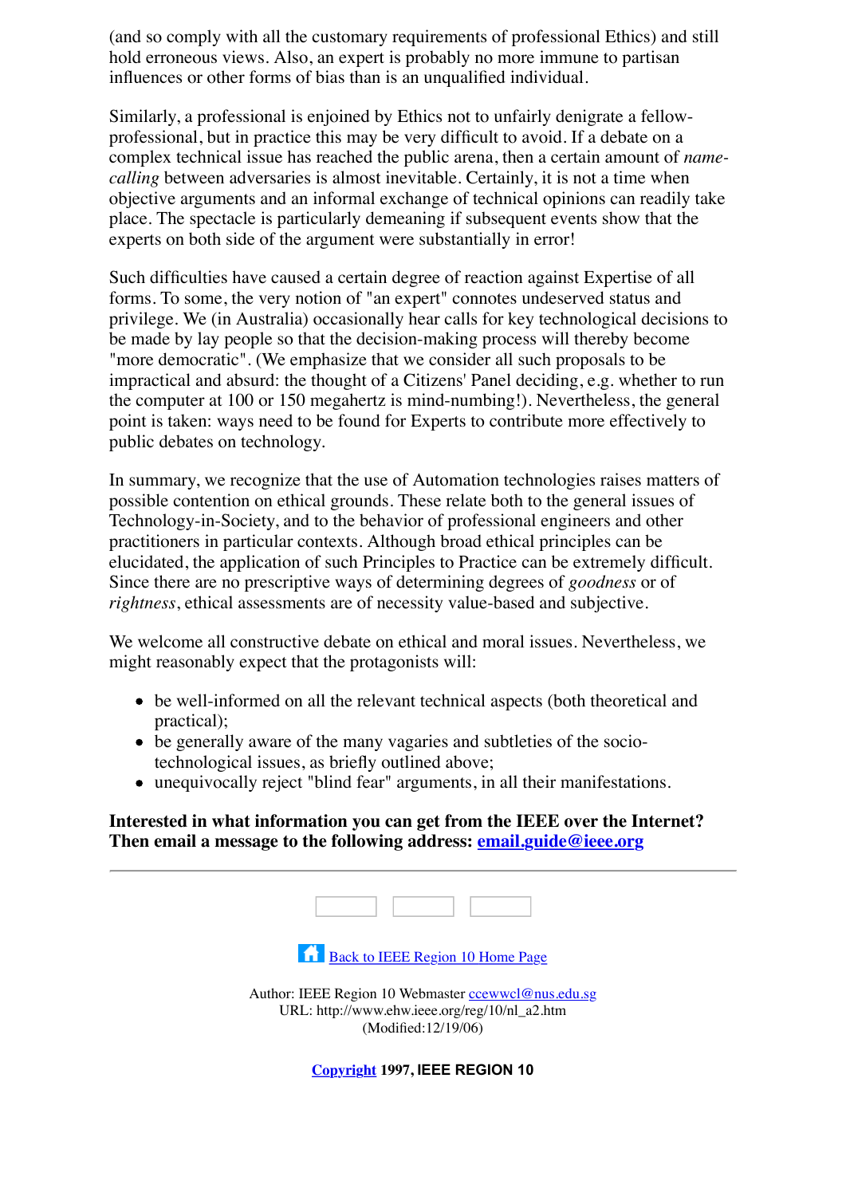(and so comply with all the customary requirements of professional Ethics) and still hold erroneous views. Also, an expert is probably no more immune to partisan influences or other forms of bias than is an unqualified individual.

Similarly, a professional is enjoined by Ethics not to unfairly denigrate a fellow-professional, but in practice this may be very difficult to avoid. If a debate on a complex technical issue has reached the public arena, then a certain amount of *name-calling* between adversaries is almost inevitable. Certainly, it is not a time when objective arguments and an informal exchange of technical opinions can readily take place. The spectacle is particularly demeaning if subsequent events show that the experts on both side of the argument were substantially in error!

Such difficulties have caused a certain degree of reaction against Expertise of all forms. To some, the very notion of "an expert" connotes undeserved status and privilege. We (in Australia) occasionally hear calls for key technological decisions to be made by lay people so that the decision-making process will thereby become "more democratic". (We emphasize that we consider all such proposals to be impractical and absurd: the thought of a Citizens' Panel deciding, e.g. whether to run the computer at 100 or 150 megahertz is mind-numbing!). Nevertheless, the general point is taken: ways need to be found for Experts to contribute more effectively to public debates on technology.

In summary, we recognize that the use of Automation technologies raises matters of possible contention on ethical grounds. These relate both to the general issues of Technology-in-Society, and to the behavior of professional engineers and other practitioners in particular contexts. Although broad ethical principles can be elucidated, the application of such Principles to Practice can be extremely difficult. Since there are no prescriptive ways of determining degrees of *goodness* or of *rightness*, ethical assessments are of necessity value-based and subjective.

We welcome all constructive debate on ethical and moral issues. Nevertheless, we might reasonably expect that the protagonists will:

- be well-informed on all the relevant technical aspects (both theoretical and practical);
- be generally aware of the many vagaries and subtleties of the socio-technological issues, as briefly outlined above;
- unequivocally reject "blind fear" arguments, in all their manifestations.

**Interested in what information you can get from the IEEE over the Internet? Then email a message to the following address: email.guide@ieee.org**

---

Back to IEEE Region 10 Home Page

Author: IEEE Region 10 Webmaster ccewwcl@nus.edu.sg
URL: http://www.ehw.ieee.org/reg/10/nl_a2.htm
(Modified:12/19/06)

**Copyright 1997, IEEE REGION 10**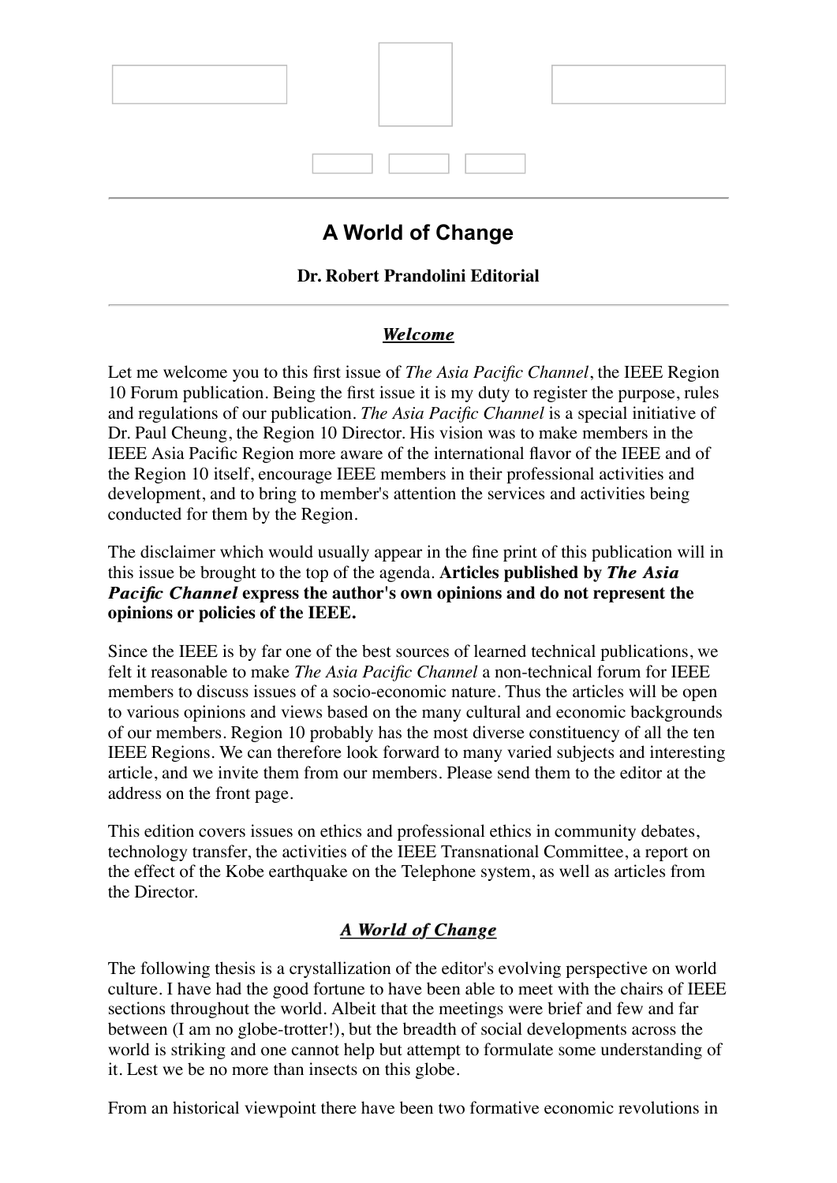# A World of Change

**Dr. Robert Prandolini Editorial**

---

### ***Welcome***

Let me welcome you to this first issue of *The Asia Pacific Channel*, the IEEE Region 10 Forum publication. Being the first issue it is my duty to register the purpose, rules and regulations of our publication. *The Asia Pacific Channel* is a special initiative of Dr. Paul Cheung, the Region 10 Director. His vision was to make members in the IEEE Asia Pacific Region more aware of the international flavor of the IEEE and of the Region 10 itself, encourage IEEE members in their professional activities and development, and to bring to member's attention the services and activities being conducted for them by the Region.

The disclaimer which would usually appear in the fine print of this publication will in this issue be brought to the top of the agenda. **Articles published by *The Asia Pacific Channel* express the author's own opinions and do not represent the opinions or policies of the IEEE.**

Since the IEEE is by far one of the best sources of learned technical publications, we felt it reasonable to make *The Asia Pacific Channel* a non-technical forum for IEEE members to discuss issues of a socio-economic nature. Thus the articles will be open to various opinions and views based on the many cultural and economic backgrounds of our members. Region 10 probably has the most diverse constituency of all the ten IEEE Regions. We can therefore look forward to many varied subjects and interesting article, and we invite them from our members. Please send them to the editor at the address on the front page.

This edition covers issues on ethics and professional ethics in community debates, technology transfer, the activities of the IEEE Transnational Committee, a report on the effect of the Kobe earthquake on the Telephone system, as well as articles from the Director.

### ***A World of Change***

The following thesis is a crystallization of the editor's evolving perspective on world culture. I have had the good fortune to have been able to meet with the chairs of IEEE sections throughout the world. Albeit that the meetings were brief and few and far between (I am no globe-trotter!), but the breadth of social developments across the world is striking and one cannot help but attempt to formulate some understanding of it. Lest we be no more than insects on this globe.

From an historical viewpoint there have been two formative economic revolutions in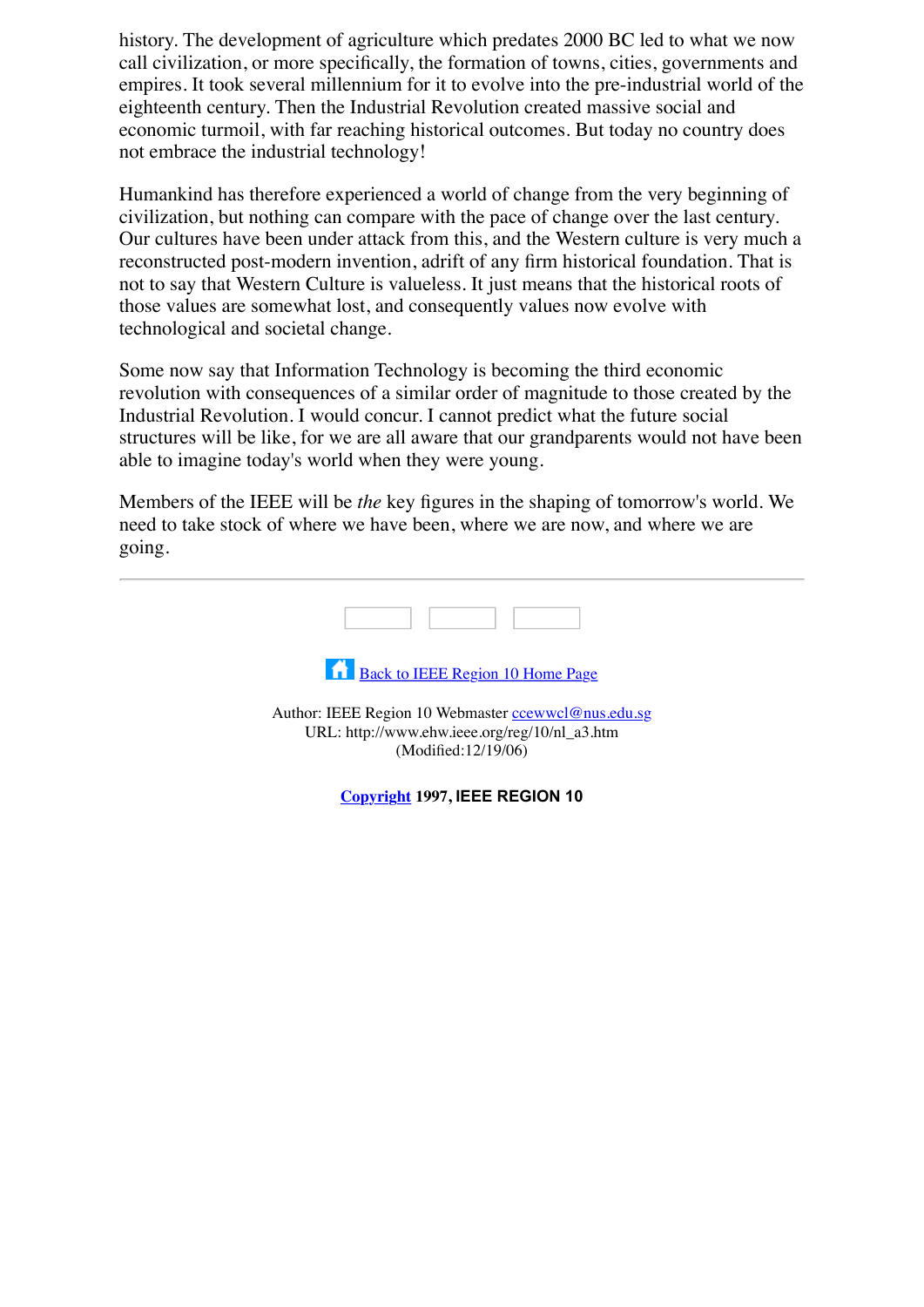history. The development of agriculture which predates 2000 BC led to what we now call civilization, or more specifically, the formation of towns, cities, governments and empires. It took several millennium for it to evolve into the pre-industrial world of the eighteenth century. Then the Industrial Revolution created massive social and economic turmoil, with far reaching historical outcomes. But today no country does not embrace the industrial technology!

Humankind has therefore experienced a world of change from the very beginning of civilization, but nothing can compare with the pace of change over the last century. Our cultures have been under attack from this, and the Western culture is very much a reconstructed post-modern invention, adrift of any firm historical foundation. That is not to say that Western Culture is valueless. It just means that the historical roots of those values are somewhat lost, and consequently values now evolve with technological and societal change.

Some now say that Information Technology is becoming the third economic revolution with consequences of a similar order of magnitude to those created by the Industrial Revolution. I would concur. I cannot predict what the future social structures will be like, for we are all aware that our grandparents would not have been able to imagine today's world when they were young.

Members of the IEEE will be *the* key figures in the shaping of tomorrow's world. We need to take stock of where we have been, where we are now, and where we are going.

---

Back to IEEE Region 10 Home Page

Author: IEEE Region 10 Webmaster ccewwcl@nus.edu.sg
URL: http://www.ehw.ieee.org/reg/10/nl_a3.htm
(Modified:12/19/06)

**Copyright 1997, IEEE REGION 10**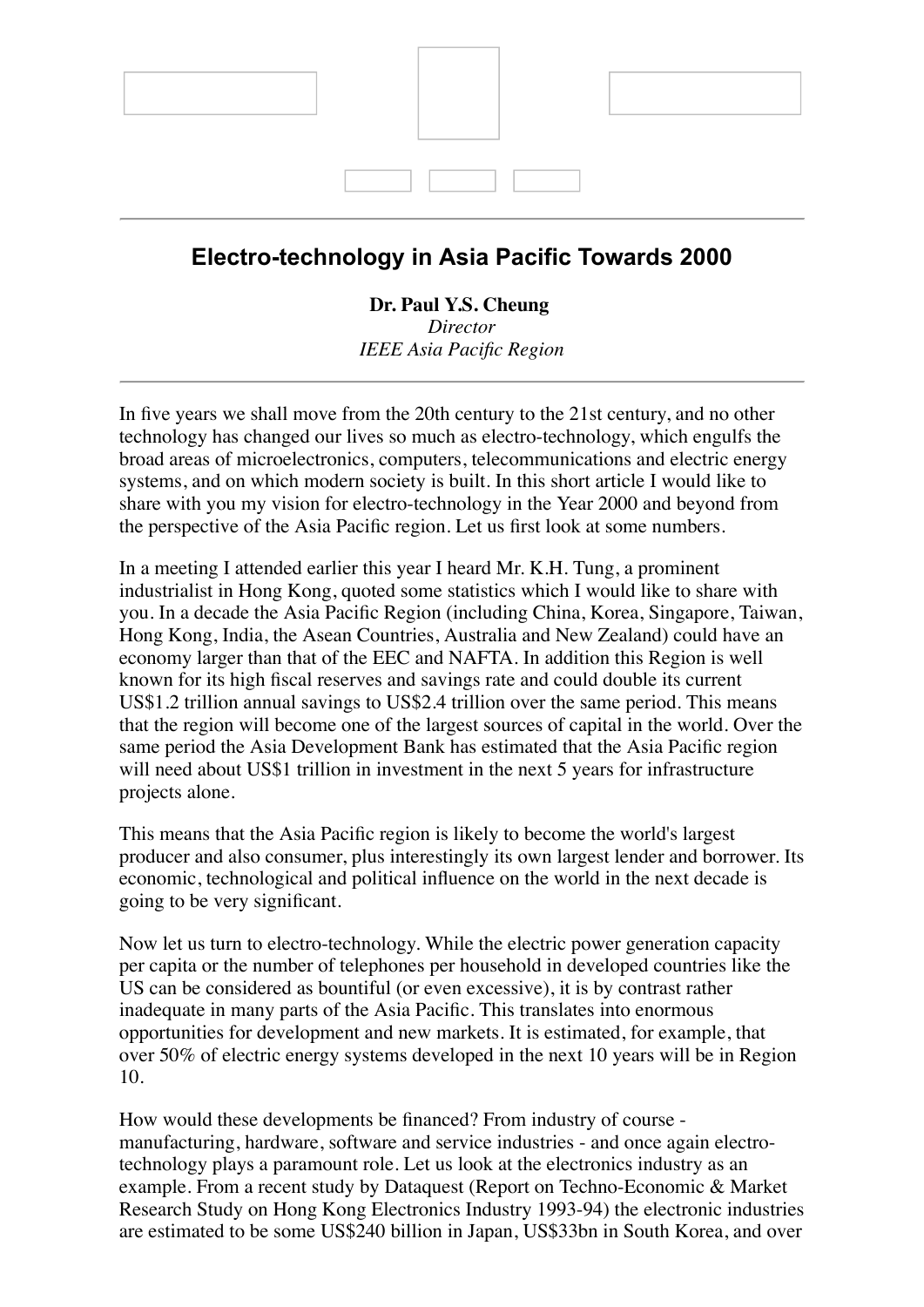## Electro-technology in Asia Pacific Towards 2000

**Dr. Paul Y.S. Cheung**
*Director*
*IEEE Asia Pacific Region*

In five years we shall move from the 20th century to the 21st century, and no other technology has changed our lives so much as electro-technology, which engulfs the broad areas of microelectronics, computers, telecommunications and electric energy systems, and on which modern society is built. In this short article I would like to share with you my vision for electro-technology in the Year 2000 and beyond from the perspective of the Asia Pacific region. Let us first look at some numbers.

In a meeting I attended earlier this year I heard Mr. K.H. Tung, a prominent industrialist in Hong Kong, quoted some statistics which I would like to share with you. In a decade the Asia Pacific Region (including China, Korea, Singapore, Taiwan, Hong Kong, India, the Asean Countries, Australia and New Zealand) could have an economy larger than that of the EEC and NAFTA. In addition this Region is well known for its high fiscal reserves and savings rate and could double its current US$1.2 trillion annual savings to US$2.4 trillion over the same period. This means that the region will become one of the largest sources of capital in the world. Over the same period the Asia Development Bank has estimated that the Asia Pacific region will need about US$1 trillion in investment in the next 5 years for infrastructure projects alone.

This means that the Asia Pacific region is likely to become the world's largest producer and also consumer, plus interestingly its own largest lender and borrower. Its economic, technological and political influence on the world in the next decade is going to be very significant.

Now let us turn to electro-technology. While the electric power generation capacity per capita or the number of telephones per household in developed countries like the US can be considered as bountiful (or even excessive), it is by contrast rather inadequate in many parts of the Asia Pacific. This translates into enormous opportunities for development and new markets. It is estimated, for example, that over 50% of electric energy systems developed in the next 10 years will be in Region 10.

How would these developments be financed? From industry of course - manufacturing, hardware, software and service industries - and once again electro-technology plays a paramount role. Let us look at the electronics industry as an example. From a recent study by Dataquest (Report on Techno-Economic & Market Research Study on Hong Kong Electronics Industry 1993-94) the electronic industries are estimated to be some US$240 billion in Japan, US$33bn in South Korea, and over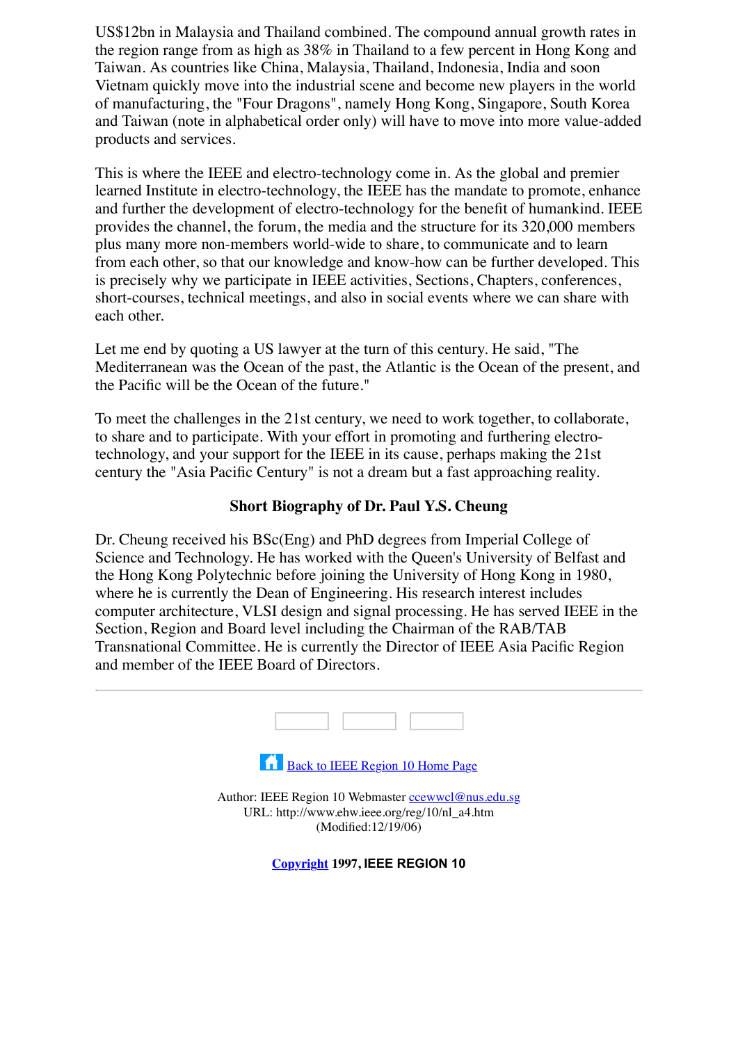US$12bn in Malaysia and Thailand combined. The compound annual growth rates in the region range from as high as 38% in Thailand to a few percent in Hong Kong and Taiwan. As countries like China, Malaysia, Thailand, Indonesia, India and soon Vietnam quickly move into the industrial scene and become new players in the world of manufacturing, the "Four Dragons", namely Hong Kong, Singapore, South Korea and Taiwan (note in alphabetical order only) will have to move into more value-added products and services.

This is where the IEEE and electro-technology come in. As the global and premier learned Institute in electro-technology, the IEEE has the mandate to promote, enhance and further the development of electro-technology for the benefit of humankind. IEEE provides the channel, the forum, the media and the structure for its 320,000 members plus many more non-members world-wide to share, to communicate and to learn from each other, so that our knowledge and know-how can be further developed. This is precisely why we participate in IEEE activities, Sections, Chapters, conferences, short-courses, technical meetings, and also in social events where we can share with each other.

Let me end by quoting a US lawyer at the turn of this century. He said, "The Mediterranean was the Ocean of the past, the Atlantic is the Ocean of the present, and the Pacific will be the Ocean of the future."

To meet the challenges in the 21st century, we need to work together, to collaborate, to share and to participate. With your effort in promoting and furthering electro-technology, and your support for the IEEE in its cause, perhaps making the 21st century the "Asia Pacific Century" is not a dream but a fast approaching reality.

### Short Biography of Dr. Paul Y.S. Cheung

Dr. Cheung received his BSc(Eng) and PhD degrees from Imperial College of Science and Technology. He has worked with the Queen's University of Belfast and the Hong Kong Polytechnic before joining the University of Hong Kong in 1980, where he is currently the Dean of Engineering. His research interest includes computer architecture, VLSI design and signal processing. He has served IEEE in the Section, Region and Board level including the Chairman of the RAB/TAB Transnational Committee. He is currently the Director of IEEE Asia Pacific Region and member of the IEEE Board of Directors.

---

Back to IEEE Region 10 Home Page

Author: IEEE Region 10 Webmaster ccewwcl@nus.edu.sg
URL: http://www.ehw.ieee.org/reg/10/nl_a4.htm
(Modified:12/19/06)

**Copyright 1997, IEEE REGION 10**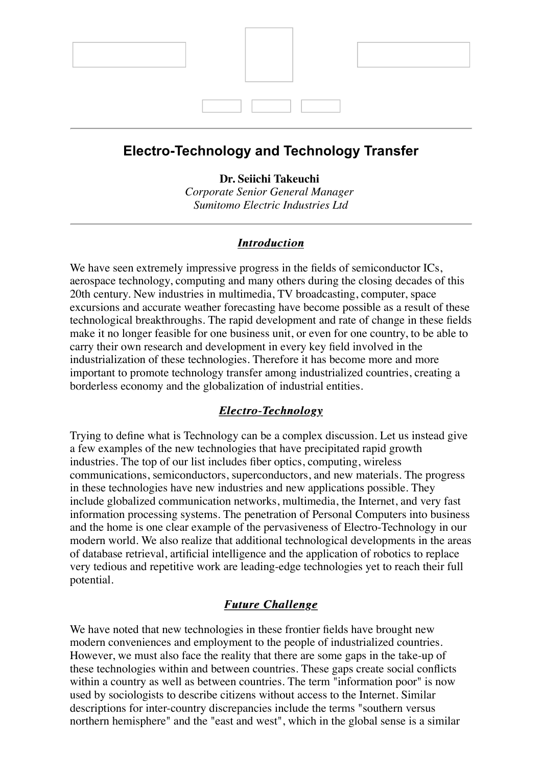## Electro-Technology and Technology Transfer

**Dr. Seiichi Takeuchi**
*Corporate Senior General Manager*
*Sumitomo Electric Industries Ltd*

### *Introduction*

We have seen extremely impressive progress in the fields of semiconductor ICs, aerospace technology, computing and many others during the closing decades of this 20th century. New industries in multimedia, TV broadcasting, computer, space excursions and accurate weather forecasting have become possible as a result of these technological breakthroughs. The rapid development and rate of change in these fields make it no longer feasible for one business unit, or even for one country, to be able to carry their own research and development in every key field involved in the industrialization of these technologies. Therefore it has become more and more important to promote technology transfer among industrialized countries, creating a borderless economy and the globalization of industrial entities.

### *Electro-Technology*

Trying to define what is Technology can be a complex discussion. Let us instead give a few examples of the new technologies that have precipitated rapid growth industries. The top of our list includes fiber optics, computing, wireless communications, semiconductors, superconductors, and new materials. The progress in these technologies have new industries and new applications possible. They include globalized communication networks, multimedia, the Internet, and very fast information processing systems. The penetration of Personal Computers into business and the home is one clear example of the pervasiveness of Electro-Technology in our modern world. We also realize that additional technological developments in the areas of database retrieval, artificial intelligence and the application of robotics to replace very tedious and repetitive work are leading-edge technologies yet to reach their full potential.

### *Future Challenge*

We have noted that new technologies in these frontier fields have brought new modern conveniences and employment to the people of industrialized countries. However, we must also face the reality that there are some gaps in the take-up of these technologies within and between countries. These gaps create social conflicts within a country as well as between countries. The term "information poor" is now used by sociologists to describe citizens without access to the Internet. Similar descriptions for inter-country discrepancies include the terms "southern versus northern hemisphere" and the "east and west", which in the global sense is a similar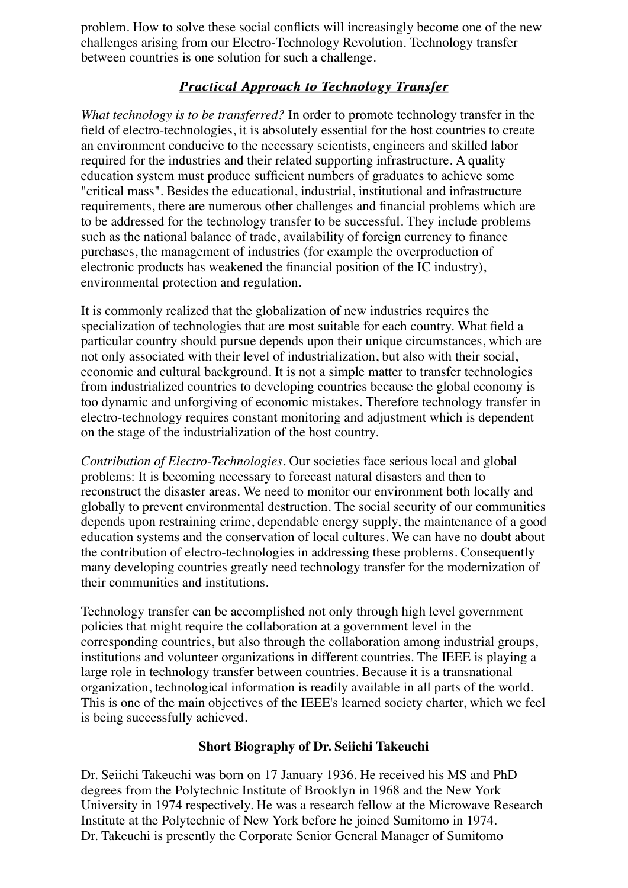problem. How to solve these social conflicts will increasingly become one of the new challenges arising from our Electro-Technology Revolution. Technology transfer between countries is one solution for such a challenge.

## ***Practical Approach to Technology Transfer***

*What technology is to be transferred?* In order to promote technology transfer in the field of electro-technologies, it is absolutely essential for the host countries to create an environment conducive to the necessary scientists, engineers and skilled labor required for the industries and their related supporting infrastructure. A quality education system must produce sufficient numbers of graduates to achieve some "critical mass". Besides the educational, industrial, institutional and infrastructure requirements, there are numerous other challenges and financial problems which are to be addressed for the technology transfer to be successful. They include problems such as the national balance of trade, availability of foreign currency to finance purchases, the management of industries (for example the overproduction of electronic products has weakened the financial position of the IC industry), environmental protection and regulation.

It is commonly realized that the globalization of new industries requires the specialization of technologies that are most suitable for each country. What field a particular country should pursue depends upon their unique circumstances, which are not only associated with their level of industrialization, but also with their social, economic and cultural background. It is not a simple matter to transfer technologies from industrialized countries to developing countries because the global economy is too dynamic and unforgiving of economic mistakes. Therefore technology transfer in electro-technology requires constant monitoring and adjustment which is dependent on the stage of the industrialization of the host country.

*Contribution of Electro-Technologies*. Our societies face serious local and global problems: It is becoming necessary to forecast natural disasters and then to reconstruct the disaster areas. We need to monitor our environment both locally and globally to prevent environmental destruction. The social security of our communities depends upon restraining crime, dependable energy supply, the maintenance of a good education systems and the conservation of local cultures. We can have no doubt about the contribution of electro-technologies in addressing these problems. Consequently many developing countries greatly need technology transfer for the modernization of their communities and institutions.

Technology transfer can be accomplished not only through high level government policies that might require the collaboration at a government level in the corresponding countries, but also through the collaboration among industrial groups, institutions and volunteer organizations in different countries. The IEEE is playing a large role in technology transfer between countries. Because it is a transnational organization, technological information is readily available in all parts of the world. This is one of the main objectives of the IEEE's learned society charter, which we feel is being successfully achieved.

### **Short Biography of Dr. Seiichi Takeuchi**

Dr. Seiichi Takeuchi was born on 17 January 1936. He received his MS and PhD degrees from the Polytechnic Institute of Brooklyn in 1968 and the New York University in 1974 respectively. He was a research fellow at the Microwave Research Institute at the Polytechnic of New York before he joined Sumitomo in 1974.
Dr. Takeuchi is presently the Corporate Senior General Manager of Sumitomo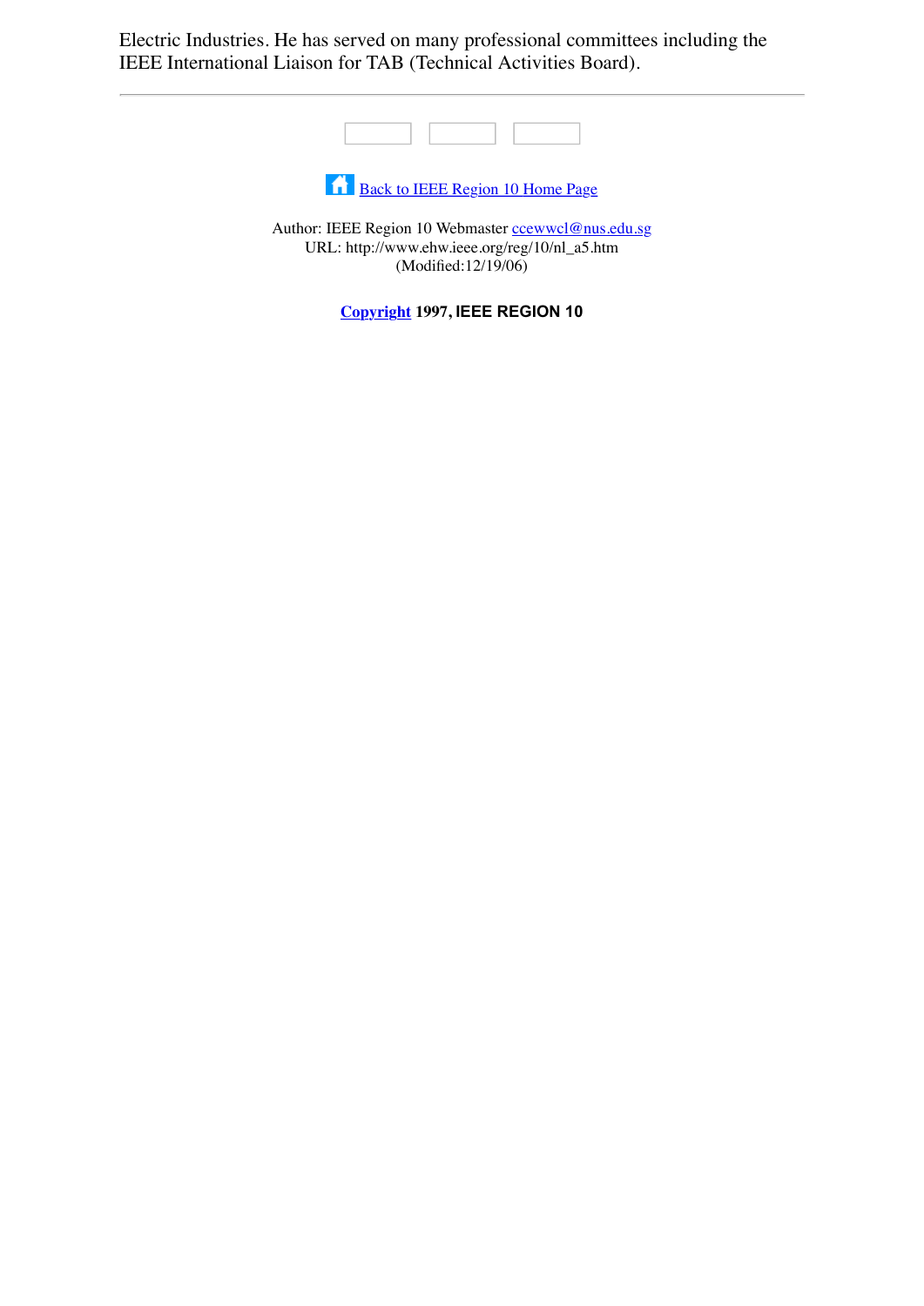Electric Industries. He has served on many professional committees including the IEEE International Liaison for TAB (Technical Activities Board).

---

Back to IEEE Region 10 Home Page

Author: IEEE Region 10 Webmaster ccewwcl@nus.edu.sg
URL: http://www.ehw.ieee.org/reg/10/nl_a5.htm
(Modified:12/19/06)

**Copyright 1997, IEEE REGION 10**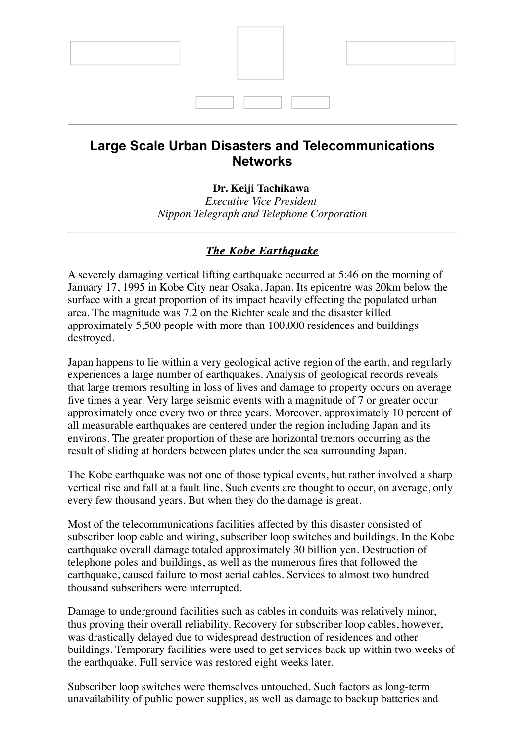# Large Scale Urban Disasters and Telecommunications Networks

**Dr. Keiji Tachikawa**
*Executive Vice President*
*Nippon Telegraph and Telephone Corporation*

## ***The Kobe Earthquake***

A severely damaging vertical lifting earthquake occurred at 5:46 on the morning of January 17, 1995 in Kobe City near Osaka, Japan. Its epicentre was 20km below the surface with a great proportion of its impact heavily effecting the populated urban area. The magnitude was 7.2 on the Richter scale and the disaster killed approximately 5,500 people with more than 100,000 residences and buildings destroyed.

Japan happens to lie within a very geological active region of the earth, and regularly experiences a large number of earthquakes. Analysis of geological records reveals that large tremors resulting in loss of lives and damage to property occurs on average five times a year. Very large seismic events with a magnitude of 7 or greater occur approximately once every two or three years. Moreover, approximately 10 percent of all measurable earthquakes are centered under the region including Japan and its environs. The greater proportion of these are horizontal tremors occurring as the result of sliding at borders between plates under the sea surrounding Japan.

The Kobe earthquake was not one of those typical events, but rather involved a sharp vertical rise and fall at a fault line. Such events are thought to occur, on average, only every few thousand years. But when they do the damage is great.

Most of the telecommunications facilities affected by this disaster consisted of subscriber loop cable and wiring, subscriber loop switches and buildings. In the Kobe earthquake overall damage totaled approximately 30 billion yen. Destruction of telephone poles and buildings, as well as the numerous fires that followed the earthquake, caused failure to most aerial cables. Services to almost two hundred thousand subscribers were interrupted.

Damage to underground facilities such as cables in conduits was relatively minor, thus proving their overall reliability. Recovery for subscriber loop cables, however, was drastically delayed due to widespread destruction of residences and other buildings. Temporary facilities were used to get services back up within two weeks of the earthquake. Full service was restored eight weeks later.

Subscriber loop switches were themselves untouched. Such factors as long-term unavailability of public power supplies, as well as damage to backup batteries and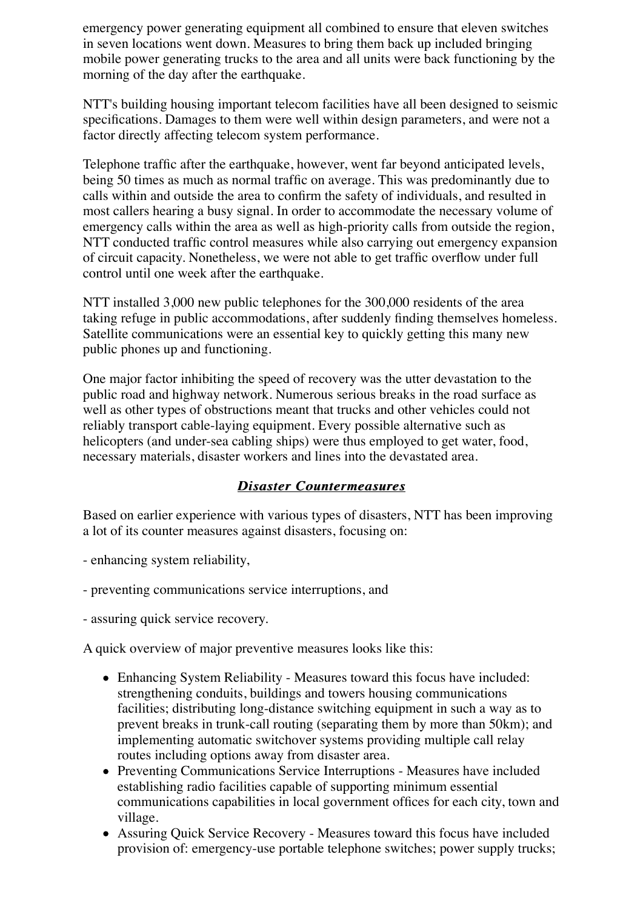emergency power generating equipment all combined to ensure that eleven switches in seven locations went down. Measures to bring them back up included bringing mobile power generating trucks to the area and all units were back functioning by the morning of the day after the earthquake.

NTT's building housing important telecom facilities have all been designed to seismic specifications. Damages to them were well within design parameters, and were not a factor directly affecting telecom system performance.

Telephone traffic after the earthquake, however, went far beyond anticipated levels, being 50 times as much as normal traffic on average. This was predominantly due to calls within and outside the area to confirm the safety of individuals, and resulted in most callers hearing a busy signal. In order to accommodate the necessary volume of emergency calls within the area as well as high-priority calls from outside the region, NTT conducted traffic control measures while also carrying out emergency expansion of circuit capacity. Nonetheless, we were not able to get traffic overflow under full control until one week after the earthquake.

NTT installed 3,000 new public telephones for the 300,000 residents of the area taking refuge in public accommodations, after suddenly finding themselves homeless. Satellite communications were an essential key to quickly getting this many new public phones up and functioning.

One major factor inhibiting the speed of recovery was the utter devastation to the public road and highway network. Numerous serious breaks in the road surface as well as other types of obstructions meant that trucks and other vehicles could not reliably transport cable-laying equipment. Every possible alternative such as helicopters (and under-sea cabling ships) were thus employed to get water, food, necessary materials, disaster workers and lines into the devastated area.

### ***Disaster Countermeasures***

Based on earlier experience with various types of disasters, NTT has been improving a lot of its counter measures against disasters, focusing on:

- enhancing system reliability,

- preventing communications service interruptions, and

- assuring quick service recovery.

A quick overview of major preventive measures looks like this:

- Enhancing System Reliability - Measures toward this focus have included: strengthening conduits, buildings and towers housing communications facilities; distributing long-distance switching equipment in such a way as to prevent breaks in trunk-call routing (separating them by more than 50km); and implementing automatic switchover systems providing multiple call relay routes including options away from disaster area.
- Preventing Communications Service Interruptions - Measures have included establishing radio facilities capable of supporting minimum essential communications capabilities in local government offices for each city, town and village.
- Assuring Quick Service Recovery - Measures toward this focus have included provision of: emergency-use portable telephone switches; power supply trucks;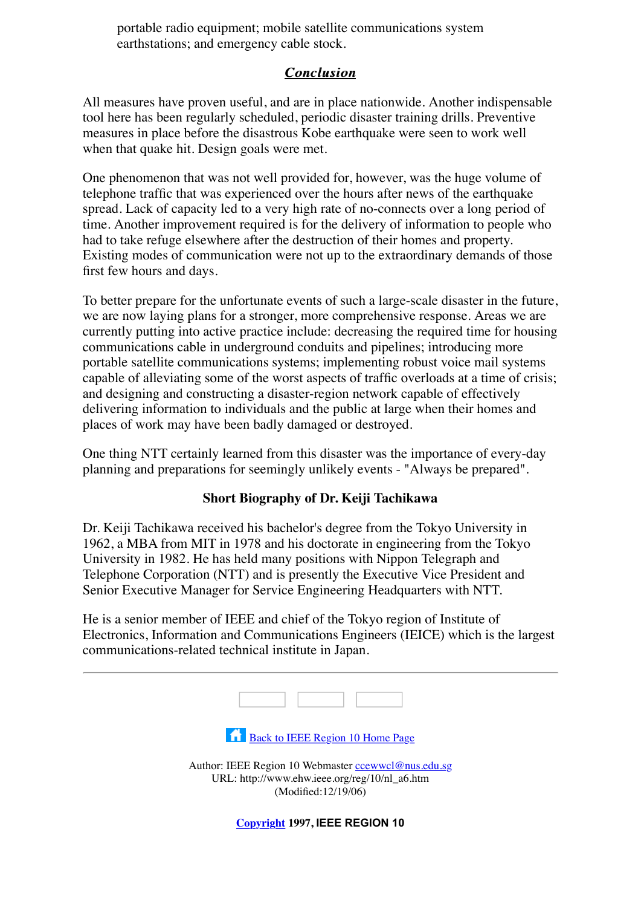portable radio equipment; mobile satellite communications system earthstations; and emergency cable stock.

## ***Conclusion***

All measures have proven useful, and are in place nationwide. Another indispensable tool here has been regularly scheduled, periodic disaster training drills. Preventive measures in place before the disastrous Kobe earthquake were seen to work well when that quake hit. Design goals were met.

One phenomenon that was not well provided for, however, was the huge volume of telephone traffic that was experienced over the hours after news of the earthquake spread. Lack of capacity led to a very high rate of no-connects over a long period of time. Another improvement required is for the delivery of information to people who had to take refuge elsewhere after the destruction of their homes and property. Existing modes of communication were not up to the extraordinary demands of those first few hours and days.

To better prepare for the unfortunate events of such a large-scale disaster in the future, we are now laying plans for a stronger, more comprehensive response. Areas we are currently putting into active practice include: decreasing the required time for housing communications cable in underground conduits and pipelines; introducing more portable satellite communications systems; implementing robust voice mail systems capable of alleviating some of the worst aspects of traffic overloads at a time of crisis; and designing and constructing a disaster-region network capable of effectively delivering information to individuals and the public at large when their homes and places of work may have been badly damaged or destroyed.

One thing NTT certainly learned from this disaster was the importance of every-day planning and preparations for seemingly unlikely events - "Always be prepared".

### Short Biography of Dr. Keiji Tachikawa

Dr. Keiji Tachikawa received his bachelor's degree from the Tokyo University in 1962, a MBA from MIT in 1978 and his doctorate in engineering from the Tokyo University in 1982. He has held many positions with Nippon Telegraph and Telephone Corporation (NTT) and is presently the Executive Vice President and Senior Executive Manager for Service Engineering Headquarters with NTT.

He is a senior member of IEEE and chief of the Tokyo region of Institute of Electronics, Information and Communications Engineers (IEICE) which is the largest communications-related technical institute in Japan.

---

Back to IEEE Region 10 Home Page

Author: IEEE Region 10 Webmaster ccewwcl@nus.edu.sg
URL: http://www.ehw.ieee.org/reg/10/nl_a6.htm
(Modified:12/19/06)

**Copyright 1997, IEEE REGION 10**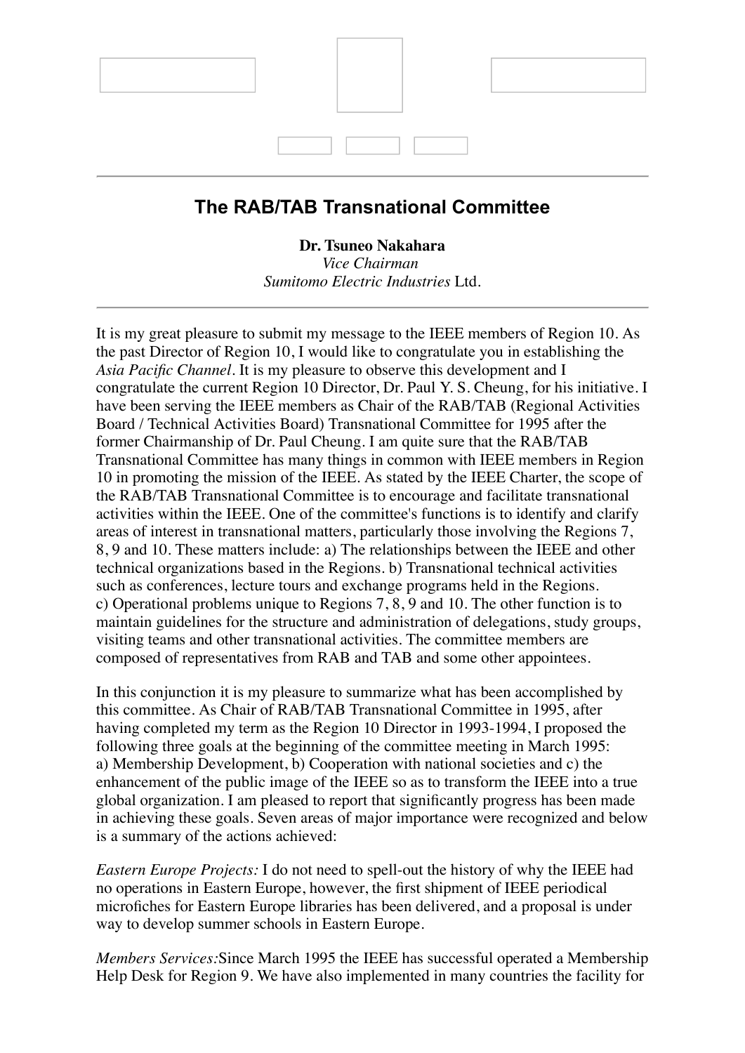## The RAB/TAB Transnational Committee

**Dr. Tsuneo Nakahara**
*Vice Chairman*
*Sumitomo Electric Industries* Ltd.

---

It is my great pleasure to submit my message to the IEEE members of Region 10. As the past Director of Region 10, I would like to congratulate you in establishing the *Asia Pacific Channel*. It is my pleasure to observe this development and I congratulate the current Region 10 Director, Dr. Paul Y. S. Cheung, for his initiative. I have been serving the IEEE members as Chair of the RAB/TAB (Regional Activities Board / Technical Activities Board) Transnational Committee for 1995 after the former Chairmanship of Dr. Paul Cheung. I am quite sure that the RAB/TAB Transnational Committee has many things in common with IEEE members in Region 10 in promoting the mission of the IEEE. As stated by the IEEE Charter, the scope of the RAB/TAB Transnational Committee is to encourage and facilitate transnational activities within the IEEE. One of the committee's functions is to identify and clarify areas of interest in transnational matters, particularly those involving the Regions 7, 8, 9 and 10. These matters include: a) The relationships between the IEEE and other technical organizations based in the Regions. b) Transnational technical activities such as conferences, lecture tours and exchange programs held in the Regions. c) Operational problems unique to Regions 7, 8, 9 and 10. The other function is to maintain guidelines for the structure and administration of delegations, study groups, visiting teams and other transnational activities. The committee members are composed of representatives from RAB and TAB and some other appointees.

In this conjunction it is my pleasure to summarize what has been accomplished by this committee. As Chair of RAB/TAB Transnational Committee in 1995, after having completed my term as the Region 10 Director in 1993-1994, I proposed the following three goals at the beginning of the committee meeting in March 1995: a) Membership Development, b) Cooperation with national societies and c) the enhancement of the public image of the IEEE so as to transform the IEEE into a true global organization. I am pleased to report that significantly progress has been made in achieving these goals. Seven areas of major importance were recognized and below is a summary of the actions achieved:

*Eastern Europe Projects:* I do not need to spell-out the history of why the IEEE had no operations in Eastern Europe, however, the first shipment of IEEE periodical microfiches for Eastern Europe libraries has been delivered, and a proposal is under way to develop summer schools in Eastern Europe.

*Members Services:*Since March 1995 the IEEE has successful operated a Membership Help Desk for Region 9. We have also implemented in many countries the facility for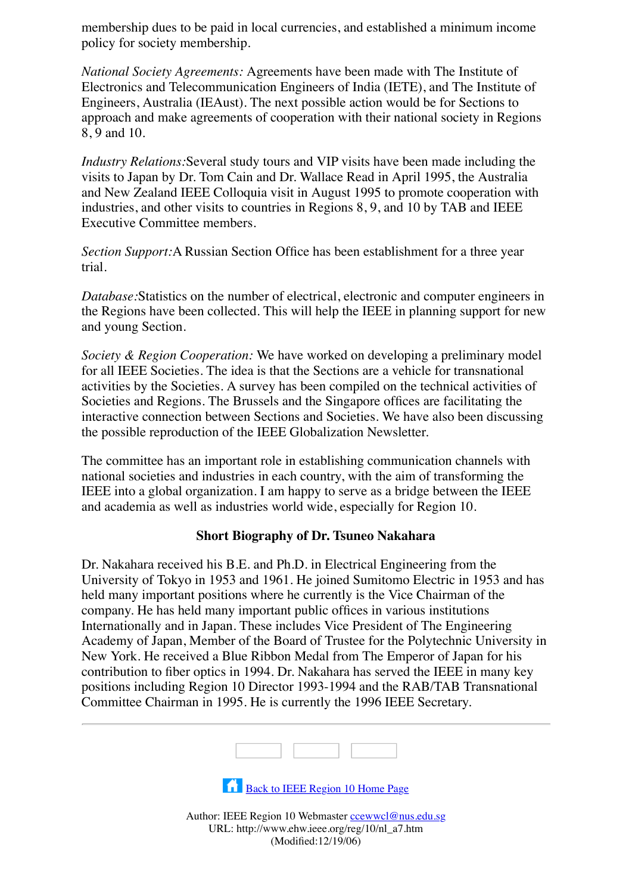membership dues to be paid in local currencies, and established a minimum income policy for society membership.

*National Society Agreements:* Agreements have been made with The Institute of Electronics and Telecommunication Engineers of India (IETE), and The Institute of Engineers, Australia (IEAust). The next possible action would be for Sections to approach and make agreements of cooperation with their national society in Regions 8, 9 and 10.

*Industry Relations:*Several study tours and VIP visits have been made including the visits to Japan by Dr. Tom Cain and Dr. Wallace Read in April 1995, the Australia and New Zealand IEEE Colloquia visit in August 1995 to promote cooperation with industries, and other visits to countries in Regions 8, 9, and 10 by TAB and IEEE Executive Committee members.

*Section Support:*A Russian Section Office has been establishment for a three year trial.

*Database:*Statistics on the number of electrical, electronic and computer engineers in the Regions have been collected. This will help the IEEE in planning support for new and young Section.

*Society & Region Cooperation:* We have worked on developing a preliminary model for all IEEE Societies. The idea is that the Sections are a vehicle for transnational activities by the Societies. A survey has been compiled on the technical activities of Societies and Regions. The Brussels and the Singapore offices are facilitating the interactive connection between Sections and Societies. We have also been discussing the possible reproduction of the IEEE Globalization Newsletter.

The committee has an important role in establishing communication channels with national societies and industries in each country, with the aim of transforming the IEEE into a global organization. I am happy to serve as a bridge between the IEEE and academia as well as industries world wide, especially for Region 10.

**Short Biography of Dr. Tsuneo Nakahara**

Dr. Nakahara received his B.E. and Ph.D. in Electrical Engineering from the University of Tokyo in 1953 and 1961. He joined Sumitomo Electric in 1953 and has held many important positions where he currently is the Vice Chairman of the company. He has held many important public offices in various institutions Internationally and in Japan. These includes Vice President of The Engineering Academy of Japan, Member of the Board of Trustee for the Polytechnic University in New York. He received a Blue Ribbon Medal from The Emperor of Japan for his contribution to fiber optics in 1994. Dr. Nakahara has served the IEEE in many key positions including Region 10 Director 1993-1994 and the RAB/TAB Transnational Committee Chairman in 1995. He is currently the 1996 IEEE Secretary.

---

Back to IEEE Region 10 Home Page

Author: IEEE Region 10 Webmaster ccewwcl@nus.edu.sg
URL: http://www.ehw.ieee.org/reg/10/nl_a7.htm
(Modified:12/19/06)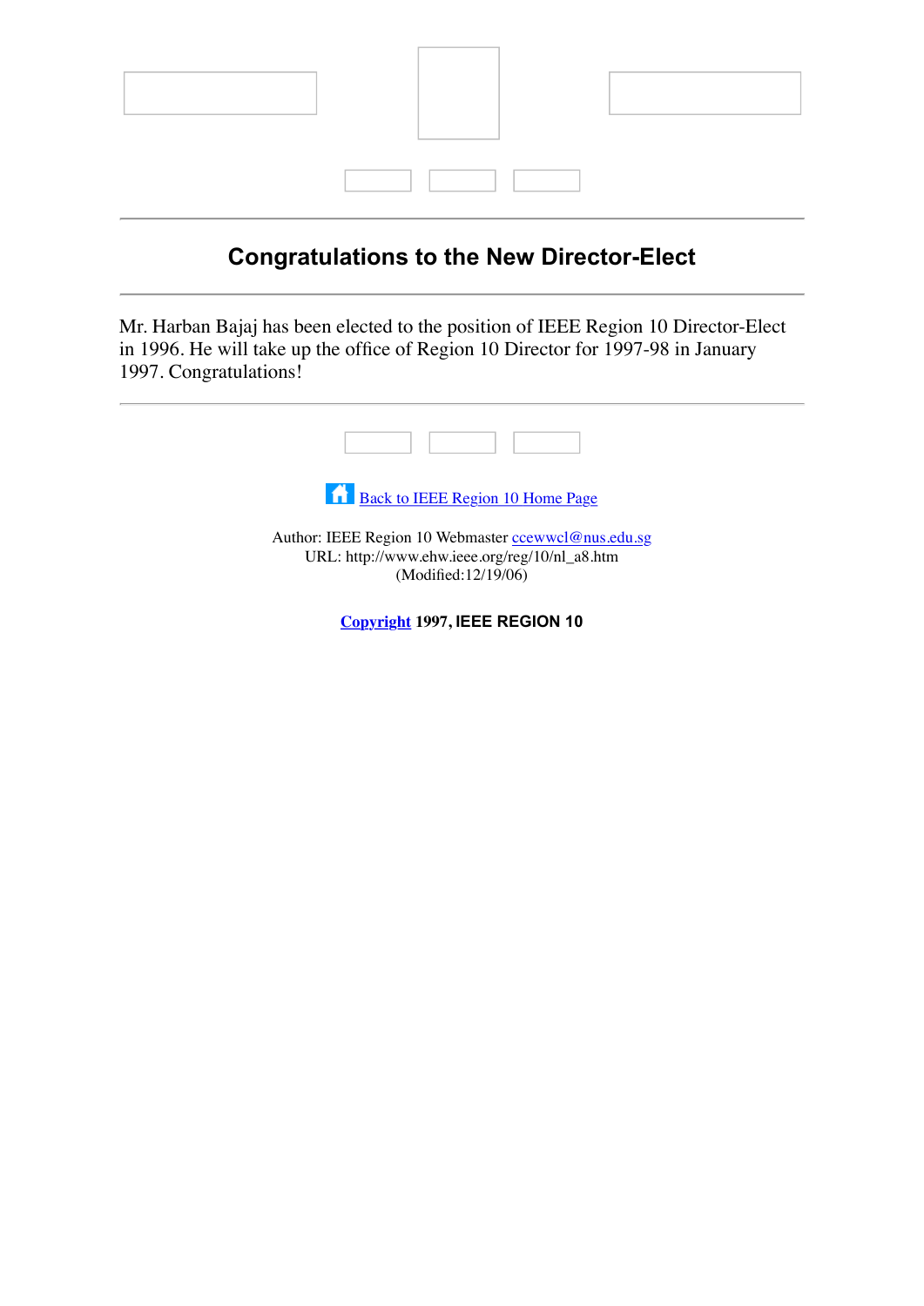## Congratulations to the New Director-Elect

---

Mr. Harban Bajaj has been elected to the position of IEEE Region 10 Director-Elect in 1996. He will take up the office of Region 10 Director for 1997-98 in January 1997. Congratulations!

---

Back to IEEE Region 10 Home Page

Author: IEEE Region 10 Webmaster ccewwcl@nus.edu.sg
URL: http://www.ehw.ieee.org/reg/10/nl_a8.htm
(Modified:12/19/06)

**Copyright 1997, IEEE REGION 10**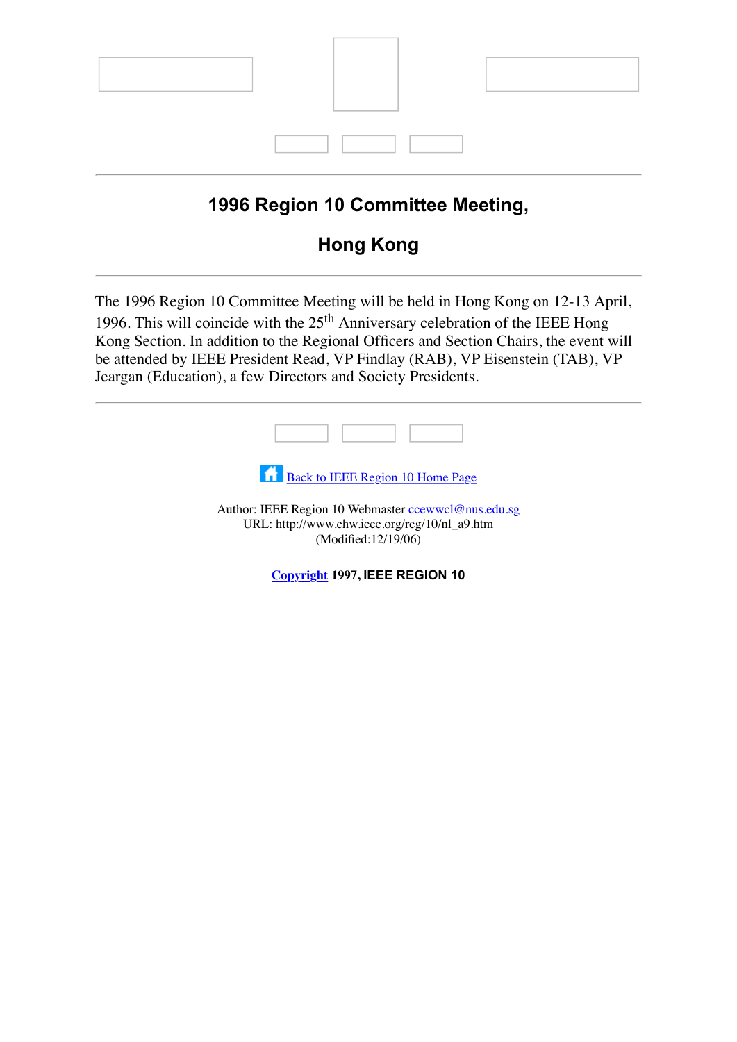# 1996 Region 10 Committee Meeting,

# Hong Kong

---

The 1996 Region 10 Committee Meeting will be held in Hong Kong on 12-13 April, 1996. This will coincide with the 25$^{th}$ Anniversary celebration of the IEEE Hong Kong Section. In addition to the Regional Officers and Section Chairs, the event will be attended by IEEE President Read, VP Findlay (RAB), VP Eisenstein (TAB), VP Jeargan (Education), a few Directors and Society Presidents.

---

[Back to IEEE Region 10 Home Page](http://www.ehw.ieee.org/reg/10/)

Author: IEEE Region 10 Webmaster [ccewwcl@nus.edu.sg](mailto:ccewwcl@nus.edu.sg)
URL: http://www.ehw.ieee.org/reg/10/nl_a9.htm
(Modified:12/19/06)

**[Copyright] 1997, IEEE REGION 10**